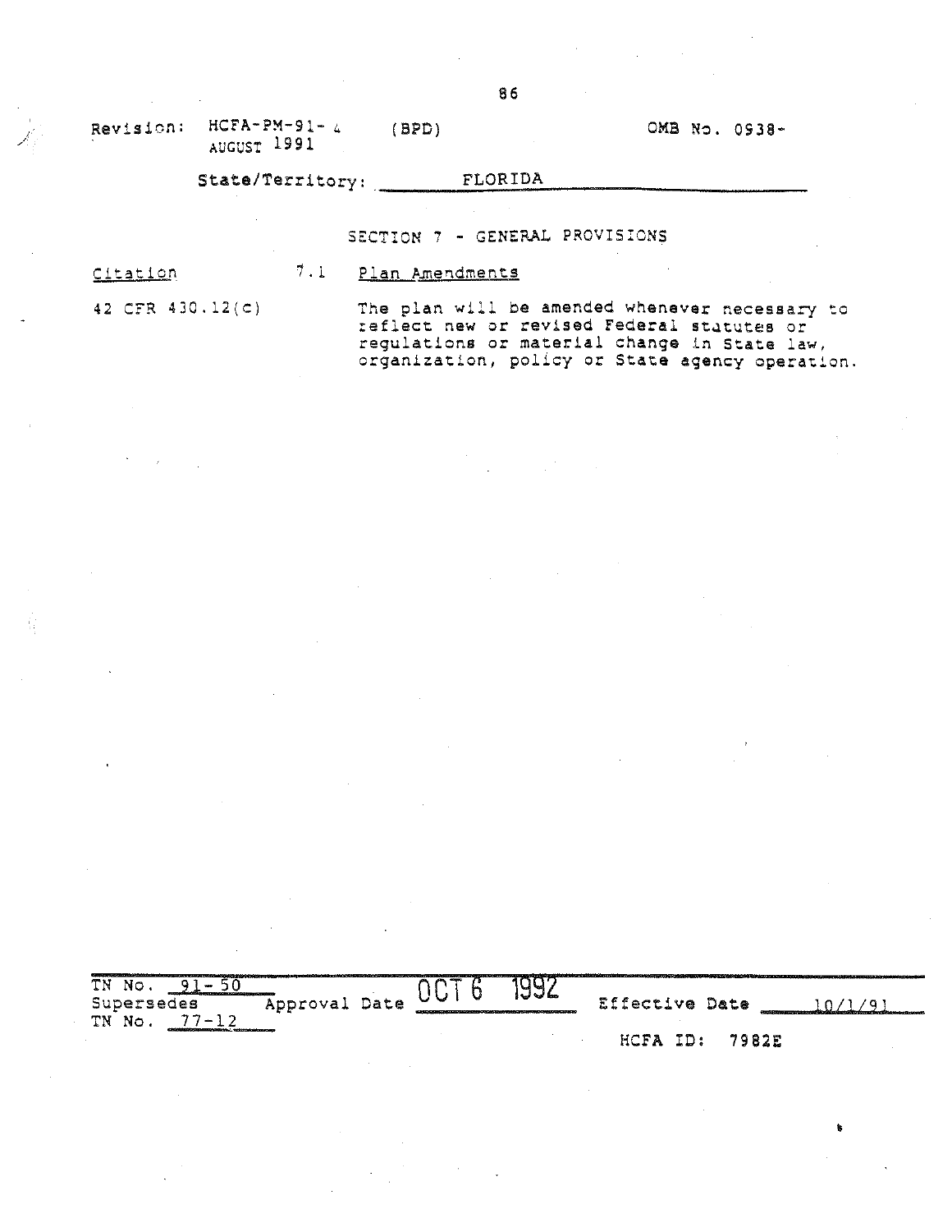Revision: HCFA-PM-91-4 (BPD) OMB No. 0938-
AUGUST 1991

State/Territory: FLORIDA

## SECTION 7 - GENERAL PROVISIONS

| Citation | |
|---|---|
| | 7.1 Plan Amendments |
| 42 CFR 430.12(c) | The plan will be amended whenever necessary to reflect new or revised Federal statutes or regulations or material change in State law, organization, policy or State agency operation. |

TN No. 91-50
Supersedes Approval Date OCT 6 1992 Effective Date 10/1/91
TN No. 77-12

HCFA ID: 7982E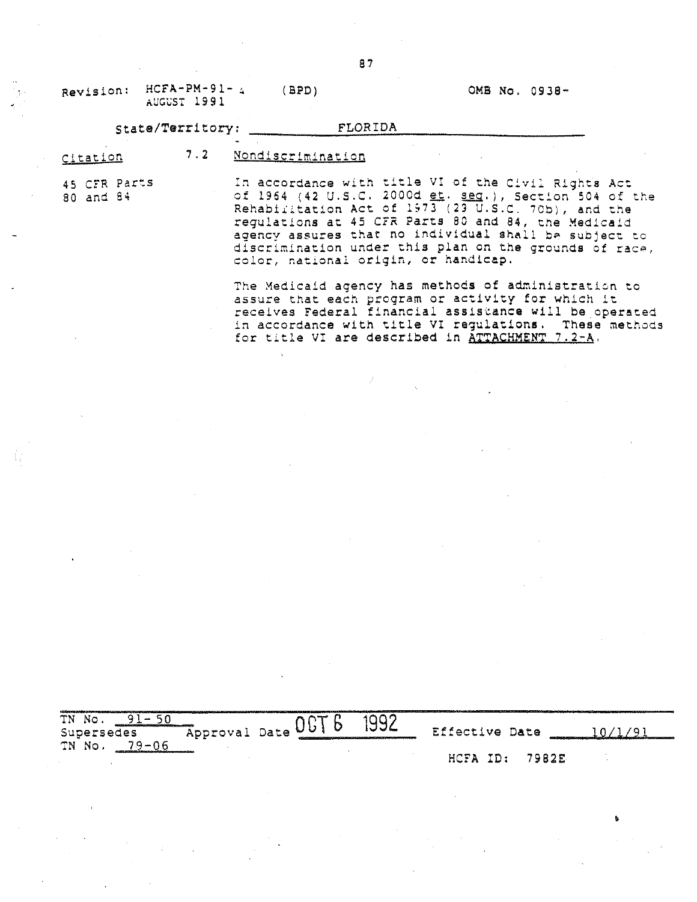Revision: HCFA-PM-91-4 (BPD) OMB No. 0938-
AUGUST 1991

State/Territory: FLORIDA

| Citation | 7.2 Nondiscrimination |
|---|---|
| 45 CFR Parts 80 and 84 | In accordance with title VI of the Civil Rights Act of 1964 (42 U.S.C. 2000d et. seq.), Section 504 of the Rehabilitation Act of 1973 (23 U.S.C. 70b), and the regulations at 45 CFR Parts 80 and 84, the Medicaid agency assures that no individual shall be subject to discrimination under this plan on the grounds of race, color, national origin, or handicap. |
| | The Medicaid agency has methods of administration to assure that each program or activity for which it receives Federal financial assistance will be operated in accordance with title VI regulations. These methods for title VI are described in ATTACHMENT 7.2-A. |

TN No. 91-50
Supersedes Approval Date OCT 6 1992 Effective Date 10/1/91
TN No. 79-06

HCFA ID: 7982E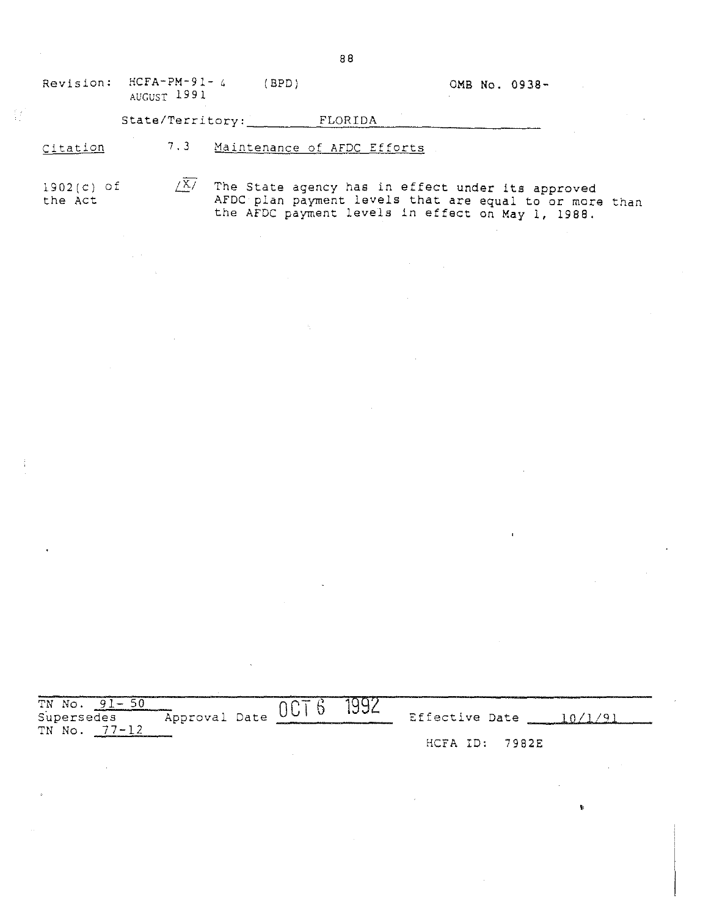Revision: HCFA-PM-91-4 (BPD) OMB No. 0938-
AUGUST 1991

State/Territory: FLORIDA

| Citation | 7.3 | Maintenance of AFDC Efforts |
|---|---|---|
| 1902(c) of the Act | /X/ | The State agency has in effect under its approved AFDC plan payment levels that are equal to or more than the AFDC payment levels in effect on May 1, 1988. |

TN No. 91-50
Supersedes
TN No. 77-12

Approval Date OCT 6 1992

Effective Date 10/1/91

HCFA ID: 7982E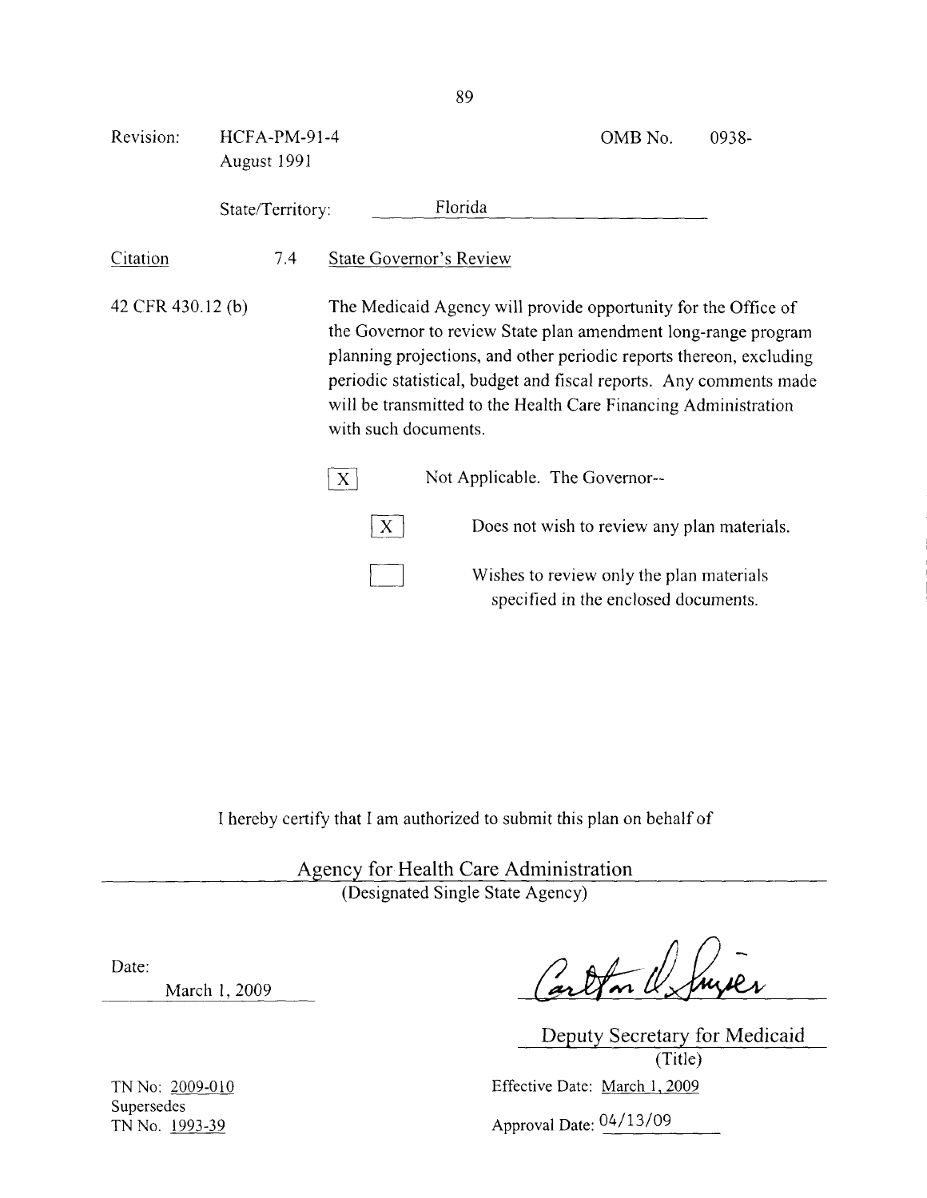Revision: HCFA-PM-91-4 August 1991

OMB No. 0938-

State/Territory: Florida

Citation 7.4 State Governor's Review

42 CFR 430.12 (b)

The Medicaid Agency will provide opportunity for the Office of the Governor to review State plan amendment long-range program planning projections, and other periodic reports thereon, excluding periodic statistical, budget and fiscal reports. Any comments made will be transmitted to the Health Care Financing Administration with such documents.

[X] Not Applicable. The Governor--

[X] Does not wish to review any plan materials.

[ ] Wishes to review only the plan materials specified in the enclosed documents.

I hereby certify that I am authorized to submit this plan on behalf of

Agency for Health Care Administration
(Designated Single State Agency)

Date: March 1, 2009

Carlton D. Snipes

Deputy Secretary for Medicaid
(Title)

TN No: 2009-010
Supersedes
TN No. 1993-39

Effective Date: March 1, 2009

Approval Date: 04/13/09